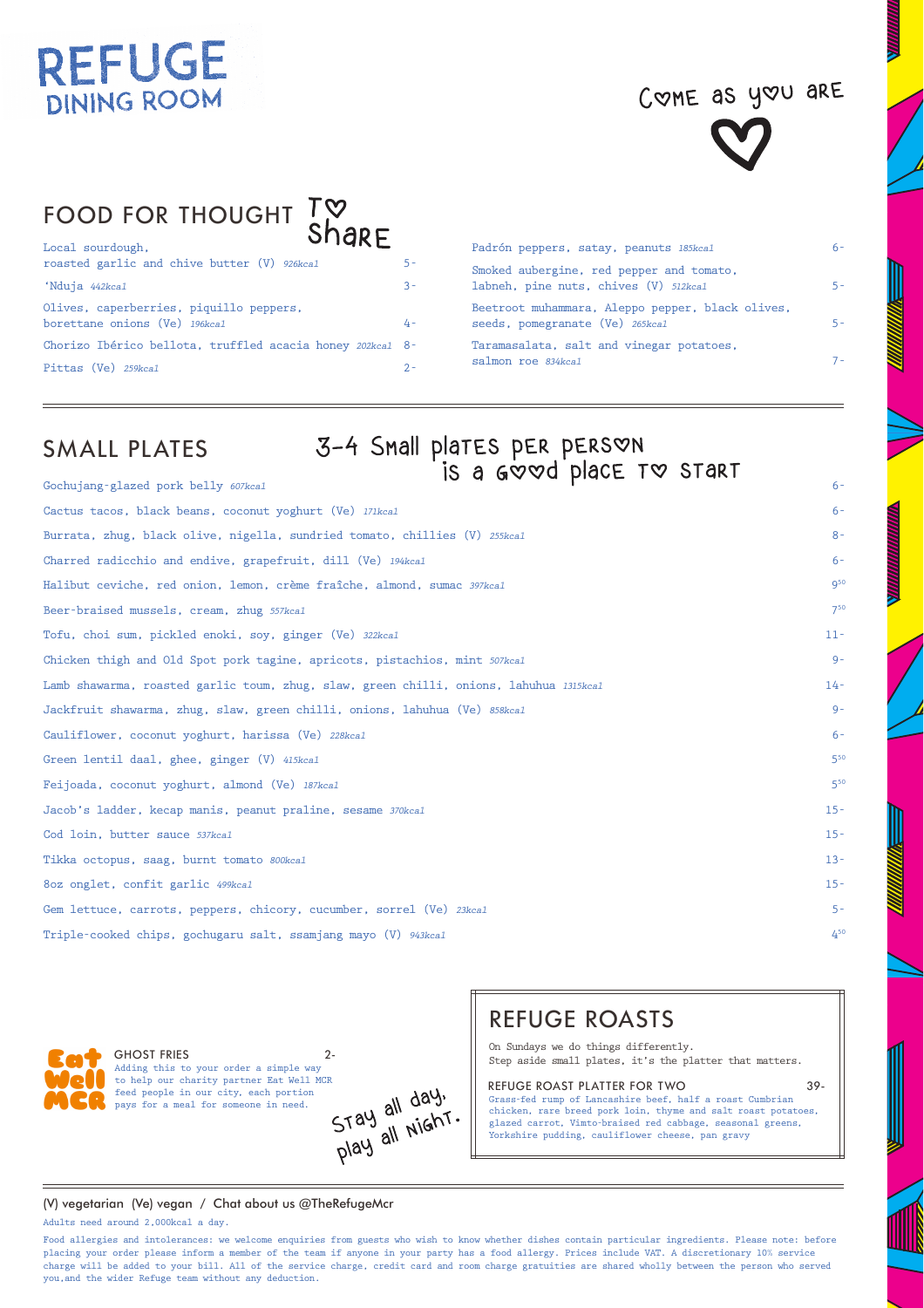# REFUGE DINING ROOM

Come as you are ♡

## FOOD FOR THOUGHT To Share

| Item | Price |
|---|---|
| Local sourdough, roasted garlic and chive butter (V) *926kcal* | 5- |
| 'Nduja *442kcal* | 3- |
| Olives, caperberries, piquillo peppers, borettane onions (Ve) *196kcal* | 4- |
| Chorizo Ibérico bellota, truffled acacia honey *202kcal* | 8- |
| Pittas (Ve) *259kcal* | 2- |
| Padrón peppers, satay, peanuts *185kcal* | 6- |
| Smoked aubergine, red pepper and tomato, labneh, pine nuts, chives (V) *512kcal* | 5- |
| Beetroot muhammara, Aleppo pepper, black olives, seeds, pomegranate (Ve) *265kcal* | 5- |
| Taramasalata, salt and vinegar potatoes, salmon roe *834kcal* | 7- |

## SMALL PLATES

3-4 Small plates per person is a good place to start

| Item | Price |
|---|---|
| Gochujang-glazed pork belly *607kcal* | 6- |
| Cactus tacos, black beans, coconut yoghurt (Ve) *171kcal* | 6- |
| Burrata, zhug, black olive, nigella, sundried tomato, chillies (V) *255kcal* | 8- |
| Charred radicchio and endive, grapefruit, dill (Ve) *194kcal* | 6- |
| Halibut ceviche, red onion, lemon, crème fraîche, almond, sumac *397kcal* | 9.50 |
| Beer-braised mussels, cream, zhug *557kcal* | 7.50 |
| Tofu, choi sum, pickled enoki, soy, ginger (Ve) *322kcal* | 11- |
| Chicken thigh and Old Spot pork tagine, apricots, pistachios, mint *507kcal* | 9- |
| Lamb shawarma, roasted garlic toum, zhug, slaw, green chilli, onions, lahuhua *1315kcal* | 14- |
| Jackfruit shawarma, zhug, slaw, green chilli, onions, lahuhua (Ve) *858kcal* | 9- |
| Cauliflower, coconut yoghurt, harissa (Ve) *228kcal* | 6- |
| Green lentil daal, ghee, ginger (V) *415kcal* | 5.50 |
| Feijoada, coconut yoghurt, almond (Ve) *187kcal* | 5.50 |
| Jacob's ladder, kecap manis, peanut praline, sesame *370kcal* | 15- |
| Cod loin, butter sauce *537kcal* | 15- |
| Tikka octopus, saag, burnt tomato *800kcal* | 13- |
| 8oz onglet, confit garlic *499kcal* | 15- |
| Gem lettuce, carrots, peppers, chicory, cucumber, sorrel (Ve) *23kcal* | 5- |
| Triple-cooked chips, gochugaru salt, ssamjang mayo (V) *943kcal* | 4.50 |

Eat Well MCR

**GHOST FRIES** 2-

Adding this to your order a simple way to help our charity partner Eat Well MCR feed people in our city, each portion pays for a meal for someone in need.

Stay all day, play all night.

## REFUGE ROASTS

On Sundays we do things differently.
Step aside small plates, it's the platter that matters.

**REFUGE ROAST PLATTER FOR TWO** 39-

Grass-fed rump of Lancashire beef, half a roast Cumbrian chicken, rare breed pork loin, thyme and salt roast potatoes, glazed carrot, Vimto-braised red cabbage, seasonal greens, Yorkshire pudding, cauliflower cheese, pan gravy

(V) vegetarian (Ve) vegan / Chat about us @TheRefugeMcr

Adults need around 2,000kcal a day.

Food allergies and intolerances: we welcome enquiries from guests who wish to know whether dishes contain particular ingredients. Please note: before placing your order please inform a member of the team if anyone in your party has a food allergy. Prices include VAT. A discretionary 10% service charge will be added to your bill. All of the service charge, credit card and room charge gratuities are shared wholly between the person who served you,and the wider Refuge team without any deduction.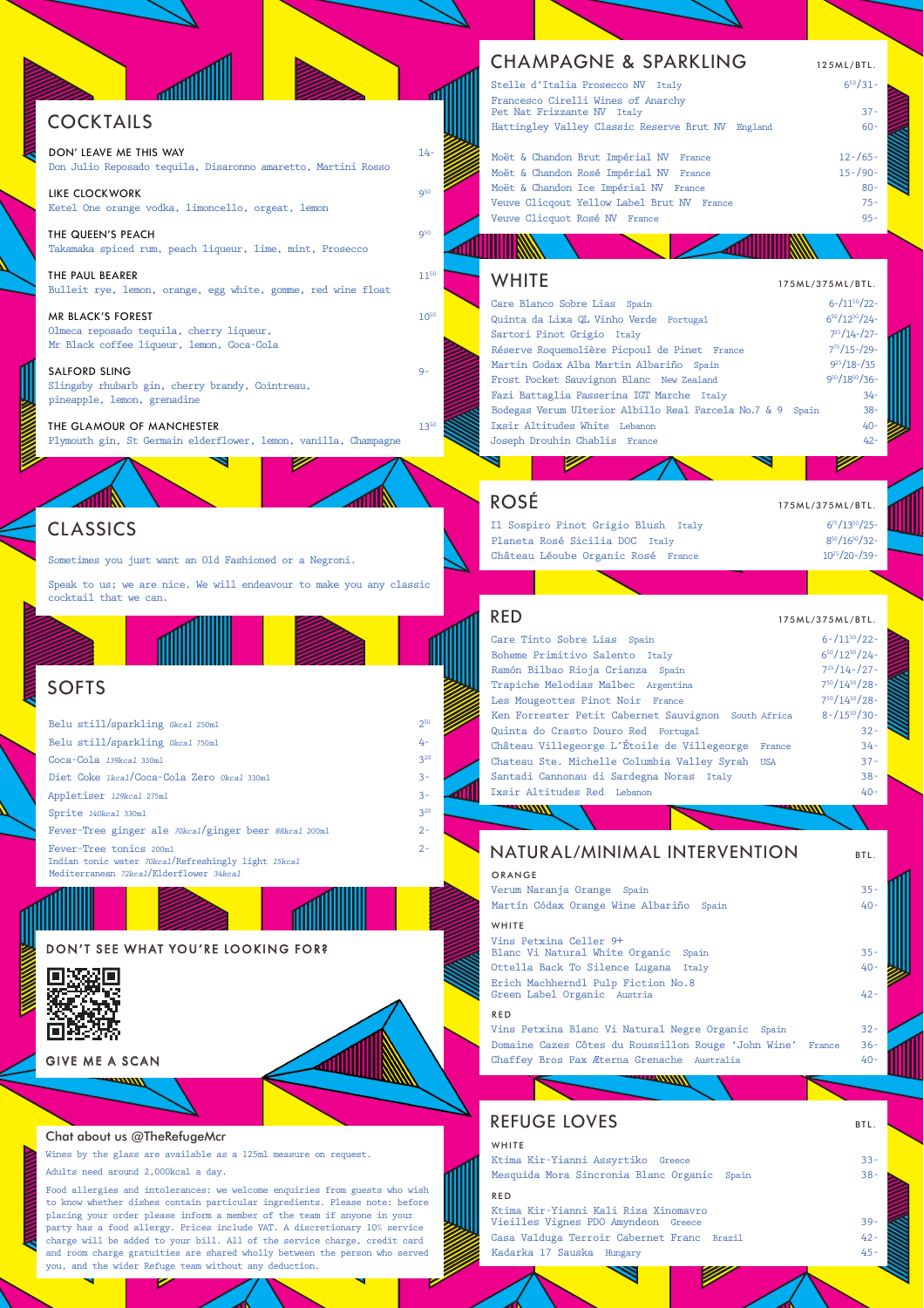## COCKTAILS

| | |
|---|---|
| **DON' LEAVE ME THIS WAY**<br>Don Julio Reposado tequila, Disaronno amaretto, Martini Rosso | 14- |
| **LIKE CLOCKWORK**<br>Ketel One orange vodka, limoncello, orgeat, lemon | 9⁵⁰ |
| **THE QUEEN'S PEACH**<br>Takamaka spiced rum, peach liqueur, lime, mint, Prosecco | 9⁵⁰ |
| **THE PAUL BEARER**<br>Bulleit rye, lemon, orange, egg white, gomme, red wine float | 11⁵⁰ |
| **MR BLACK'S FOREST**<br>Olmeca reposado tequila, cherry liqueur, Mr Black coffee liqueur, lemon, Coca-Cola | 10⁵⁰ |
| **SALFORD SLING**<br>Slingsby rhubarb gin, cherry brandy, Cointreau, pineapple, lemon, grenadine | 9- |
| **THE GLAMOUR OF MANCHESTER**<br>Plymouth gin, St Germain elderflower, lemon, vanilla, Champagne | 13⁵⁰ |

## CLASSICS

Sometimes you just want an Old Fashioned or a Negroni.

Speak to us; we are nice. We will endeavour to make you any classic cocktail that we can.

## SOFTS

| | |
|---|---|
| Belu still/sparkling *0kcal* 250ml | 2⁵⁰ |
| Belu still/sparkling *0kcal* 750ml | 4- |
| Coca-Cola *139kcal* 330ml | 3²⁰ |
| Diet Coke *1kcal*/Coca-Cola Zero *0kcal* 330ml | 3- |
| Appletiser *129kcal* 275ml | 3- |
| Sprite *140kcal* 330ml | 3²⁰ |
| Fever-Tree ginger ale *70kcal*/ginger beer *88kcal* 200ml | 2- |
| Fever-Tree tonics 200ml<br>Indian tonic water *70kcal*/Refreshingly light *15kcal*<br>Mediterranean *72kcal*/Elderflower *34kcal* | 2- |

### DON'T SEE WHAT YOU'RE LOOKING FOR?

GIVE ME A SCAN

Chat about us @TheRefugeMcr

Wines by the glass are available as a 125ml measure on request.

Adults need around 2,000kcal a day.

Food allergies and intolerances: we welcome enquiries from guests who wish to know whether dishes contain particular ingredients. Please note: before placing your order please inform a member of the team if anyone in your party has a food allergy. Prices include VAT. A discretionary 10% service charge will be added to your bill. All of the service charge, credit card and room charge gratuities are shared wholly between the person who served you, and the wider Refuge team without any deduction.

## CHAMPAGNE & SPARKLING

| | 125ML/BTL. |
|---|---|
| Stelle d'Italia Prosecco NV Italy | 6⁵⁰/31- |
| Francesco Cirelli Wines of Anarchy Pet Nat Frizzante NV Italy | 37- |
| Hattingley Valley Classic Reserve Brut NV England | 60- |
| Moët & Chandon Brut Impérial NV France | 12-/65- |
| Moët & Chandon Rosé Impérial NV France | 15-/90- |
| Moët & Chandon Ice Impérial NV France | 80- |
| Veuve Clicqout Yellow Label Brut NV France | 75- |
| Veuve Clicquot Rosé NV France | 95- |

## WHITE

| | 175ML/375ML/BTL. |
|---|---|
| Care Blanco Sobre Lias Spain | 6-/11⁵⁰/22- |
| Quinta da Lixa QL Vinho Verde Portugal | 6⁵⁰/12⁵⁰/24- |
| Sartori Pinot Grigio Italy | 7²⁵/14-/27- |
| Réserve Roquemolière Picpoul de Pinet France | 7⁷⁵/15-/29- |
| Martin Codax Alba Martin Albariño Spain | 9²⁵/18-/35 |
| Frost Pocket Sauvignon Blanc New Zealand | 9⁵⁰/18⁵⁰/36- |
| Fazi Battaglia Passerina IGT Marche Italy | 34- |
| Bodegas Verum Ulterior Albillo Real Parcela No.7 & 9 Spain | 38- |
| Ixsir Altitudes White Lebanon | 40- |
| Joseph Drouhin Chablis France | 42- |

## ROSÉ

| | 175ML/375ML/BTL. |
|---|---|
| Il Sospiro Pinot Grigio Blush Italy | 6⁷⁵/13⁵⁰/25- |
| Planeta Rosé Sicilia DOC Italy | 8⁵⁰/16⁵⁰/32- |
| Château Léoube Organic Rosé France | 10²⁵/20-/39- |

## RED

| | 175ML/375ML/BTL. |
|---|---|
| Care Tinto Sobre Lias Spain | 6-/11⁵⁰/22- |
| Boheme Primitivo Salento Italy | 6⁵⁰/12⁵⁰/24- |
| Ramón Bilbao Rioja Crianza Spain | 7²⁵/14-/27- |
| Trapiche Melodias Malbec Argentina | 7⁵⁰/14⁵⁰/28- |
| Les Mougeottes Pinot Noir France | 7⁵⁰/14⁵⁰/28- |
| Ken Forrester Petit Cabernet Sauvignon South Africa | 8-/15⁵⁰/30- |
| Quinta do Crasto Douro Red Portugal | 32- |
| Château Villegeorge L'Étoile de Villegeorge France | 34- |
| Chateau Ste. Michelle Columbia Valley Syrah USA | 37- |
| Santadi Cannonau di Sardegna Noras Italy | 38- |
| Ixsir Altitudes Red Lebanon | 40- |

## NATURAL/MINIMAL INTERVENTION

BTL.

### ORANGE

| | |
|---|---|
| Verum Naranja Orange Spain | 35- |
| Martín Códax Orange Wine Albariño Spain | 40- |

### WHITE

| | |
|---|---|
| Vins Petxina Celler 9+ Blanc Vi Natural White Organic Spain | 35- |
| Ottella Back To Silence Lugana Italy | 40- |
| Erich Machherndl Pulp Fiction No.8 Green Label Organic Austria | 42- |

### RED

| | |
|---|---|
| Vins Petxina Blanc Vi Natural Negre Organic Spain | 32- |
| Domaine Cazes Côtes du Roussillon Rouge 'John Wine' France | 36- |
| Chaffey Bros Pax Æterna Grenache Australia | 40- |

## REFUGE LOVES

BTL.

### WHITE

| | |
|---|---|
| Ktima Kir-Yianni Assyrtiko Greece | 33- |
| Mesquida Mora Sincronia Blanc Organic Spain | 38- |

### RED

| | |
|---|---|
| Ktima Kir-Yianni Kali Riza Xinomavro Vieilles Vignes PDO Amyndeon Greece | 39- |
| Casa Valduga Terroir Cabernet Franc Brazil | 42- |
| Kadarka 17 Sauska Hungary | 45- |